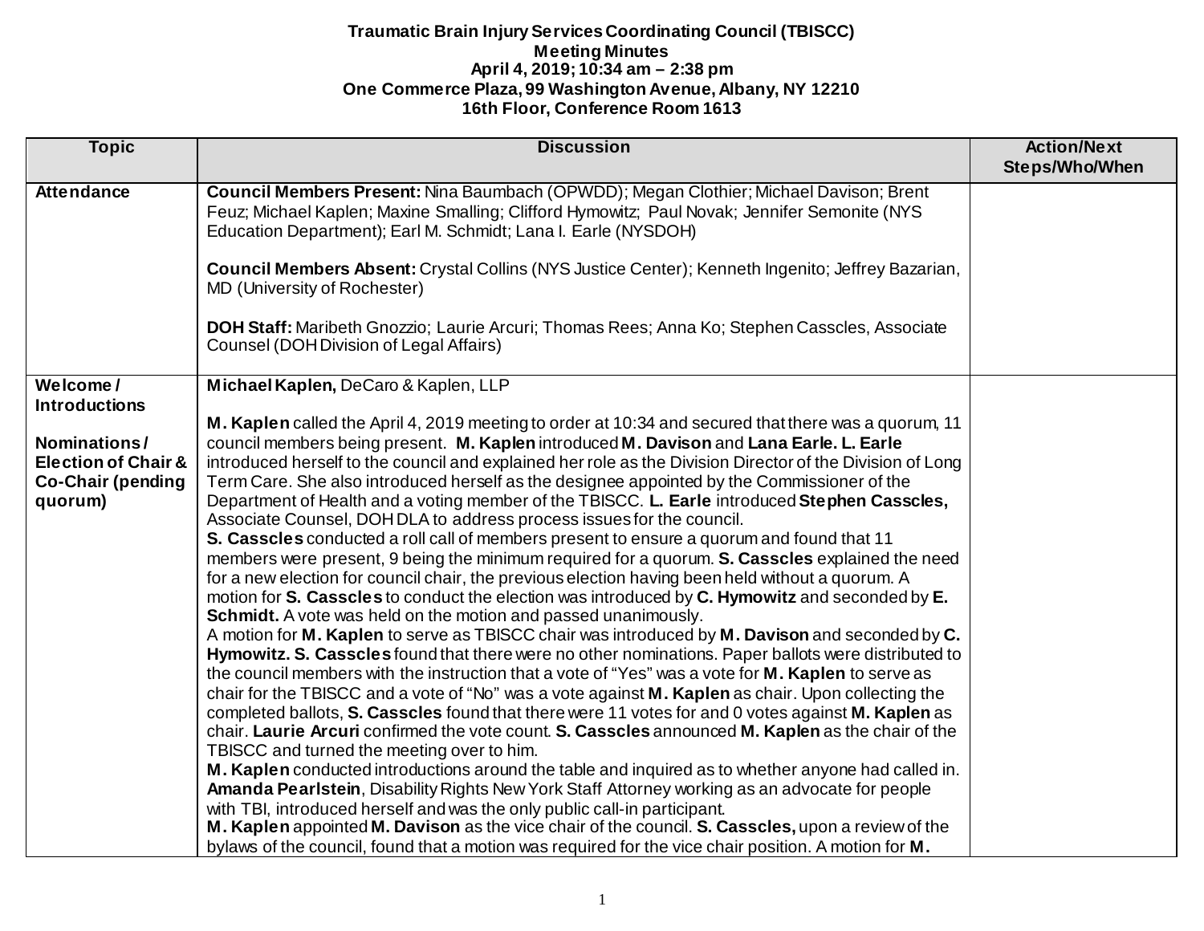**Traumatic Brain Injury Services Coordinating Council (TBISCC)**
**Meeting Minutes**
**April 4, 2019; 10:34 am – 2:38 pm**
**One Commerce Plaza, 99 Washington Avenue, Albany, NY 12210**
**16th Floor, Conference Room 1613**

| Topic | Discussion | Action/Next Steps/Who/When |
|---|---|---|
| **Attendance** | **Council Members Present:** Nina Baumbach (OPWDD); Megan Clothier; Michael Davison; Brent Feuz; Michael Kaplen; Maxine Smalling; Clifford Hymowitz; Paul Novak; Jennifer Semonite (NYS Education Department); Earl M. Schmidt; Lana I. Earle (NYSDOH)<br><br>**Council Members Absent:** Crystal Collins (NYS Justice Center); Kenneth Ingenito; Jeffrey Bazarian, MD (University of Rochester)<br><br>**DOH Staff:** Maribeth Gnozzio; Laurie Arcuri; Thomas Rees; Anna Ko; Stephen Casscles, Associate Counsel (DOH Division of Legal Affairs) | |
| **Welcome / Introductions**<br><br>**Nominations / Election of Chair & Co-Chair (pending quorum)** | **Michael Kaplen,** DeCaro & Kaplen, LLP<br><br>**M. Kaplen** called the April 4, 2019 meeting to order at 10:34 and secured that there was a quorum, 11 council members being present. **M. Kaplen** introduced **M. Davison** and **Lana Earle. L. Earle** introduced herself to the council and explained her role as the Division Director of the Division of Long Term Care. She also introduced herself as the designee appointed by the Commissioner of the Department of Health and a voting member of the TBISCC. **L. Earle** introduced **Stephen Casscles,** Associate Counsel, DOH DLA to address process issues for the council.<br>**S. Casscles** conducted a roll call of members present to ensure a quorum and found that 11 members were present, 9 being the minimum required for a quorum. **S. Casscles** explained the need for a new election for council chair, the previous election having been held without a quorum. A motion for **S. Casscles** to conduct the election was introduced by **C. Hymowitz** and seconded by **E. Schmidt.** A vote was held on the motion and passed unanimously.<br>A motion for **M. Kaplen** to serve as TBISCC chair was introduced by **M. Davison** and seconded by **C. Hymowitz. S. Casscles** found that there were no other nominations. Paper ballots were distributed to the council members with the instruction that a vote of "Yes" was a vote for **M. Kaplen** to serve as chair for the TBISCC and a vote of "No" was a vote against **M. Kaplen** as chair. Upon collecting the completed ballots, **S. Casscles** found that there were 11 votes for and 0 votes against **M. Kaplen** as chair. **Laurie Arcuri** confirmed the vote count. **S. Casscles** announced **M. Kaplen** as the chair of the TBISCC and turned the meeting over to him.<br>**M. Kaplen** conducted introductions around the table and inquired as to whether anyone had called in. **Amanda Pearlstein**, Disability Rights New York Staff Attorney working as an advocate for people with TBI, introduced herself and was the only public call-in participant.<br>**M. Kaplen** appointed **M. Davison** as the vice chair of the council. **S. Casscles,** upon a review of the bylaws of the council, found that a motion was required for the vice chair position. A motion for **M.** | |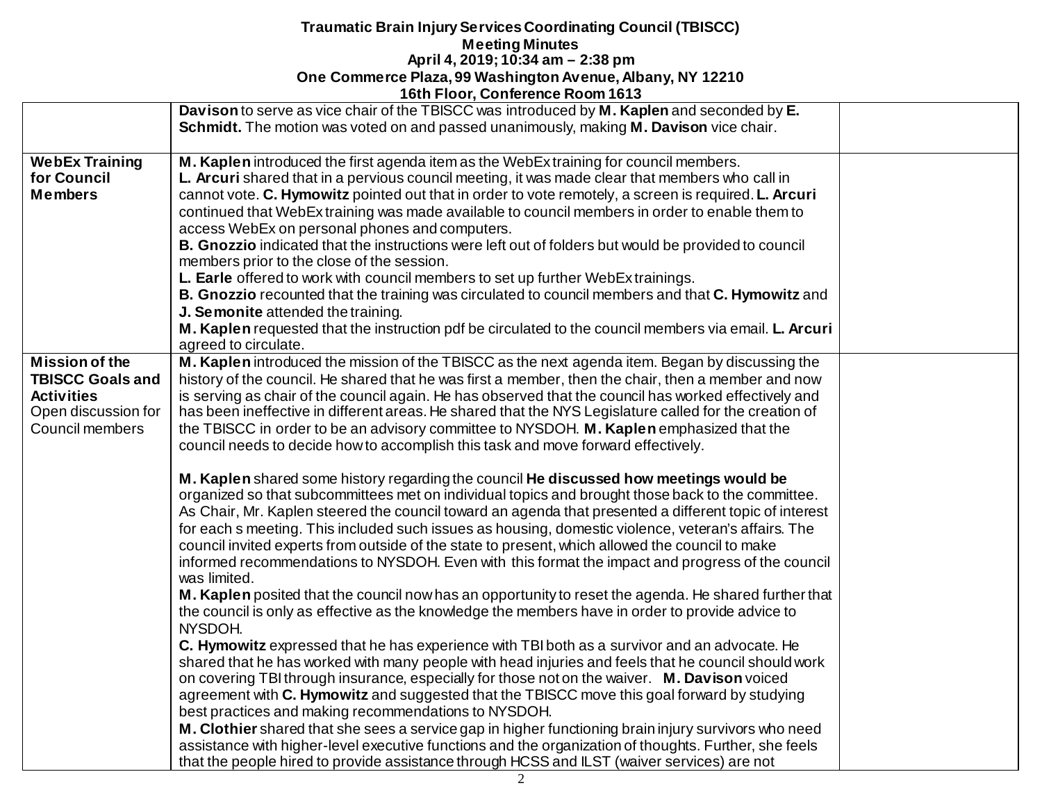**Traumatic Brain Injury Services Coordinating Council (TBISCC)**
**Meeting Minutes**
**April 4, 2019; 10:34 am – 2:38 pm**
**One Commerce Plaza, 99 Washington Avenue, Albany, NY 12210**
**16th Floor, Conference Room 1613**

| | | |
|---|---|---|
| | **Davison** to serve as vice chair of the TBISCC was introduced by **M. Kaplen** and seconded by **E. Schmidt.** The motion was voted on and passed unanimously, making **M. Davison** vice chair. | |
| **WebEx Training for Council Members** | **M. Kaplen** introduced the first agenda item as the WebEx training for council members.<br>**L. Arcuri** shared that in a pervious council meeting, it was made clear that members who call in cannot vote. **C. Hymowitz** pointed out that in order to vote remotely, a screen is required. **L. Arcuri** continued that WebEx training was made available to council members in order to enable them to access WebEx on personal phones and computers.<br>**B. Gnozzio** indicated that the instructions were left out of folders but would be provided to council members prior to the close of the session.<br>**L. Earle** offered to work with council members to set up further WebEx trainings.<br>**B. Gnozzio** recounted that the training was circulated to council members and that **C. Hymowitz** and **J. Semonite** attended the training.<br>**M. Kaplen** requested that the instruction pdf be circulated to the council members via email. **L. Arcuri** agreed to circulate. | |
| **Mission of the TBISCC Goals and Activities**<br>Open discussion for Council members | **M. Kaplen** introduced the mission of the TBISCC as the next agenda item. Began by discussing the history of the council. He shared that he was first a member, then the chair, then a member and now is serving as chair of the council again. He has observed that the council has worked effectively and has been ineffective in different areas. He shared that the NYS Legislature called for the creation of the TBISCC in order to be an advisory committee to NYSDOH. **M. Kaplen** emphasized that the council needs to decide how to accomplish this task and move forward effectively.<br><br>**M. Kaplen** shared some history regarding the council **He discussed how meetings would be** organized so that subcommittees met on individual topics and brought those back to the committee. As Chair, Mr. Kaplen steered the council toward an agenda that presented a different topic of interest for each s meeting. This included such issues as housing, domestic violence, veteran's affairs. The council invited experts from outside of the state to present, which allowed the council to make informed recommendations to NYSDOH. Even with this format the impact and progress of the council was limited.<br>**M. Kaplen** posited that the council now has an opportunity to reset the agenda. He shared further that the council is only as effective as the knowledge the members have in order to provide advice to NYSDOH.<br>**C. Hymowitz** expressed that he has experience with TBI both as a survivor and an advocate. He shared that he has worked with many people with head injuries and feels that he council should work on covering TBI through insurance, especially for those not on the waiver. **M. Davison** voiced agreement with **C. Hymowitz** and suggested that the TBISCC move this goal forward by studying best practices and making recommendations to NYSDOH.<br>**M. Clothier** shared that she sees a service gap in higher functioning brain injury survivors who need assistance with higher-level executive functions and the organization of thoughts. Further, she feels that the people hired to provide assistance through HCSS and ILST (waiver services) are not | |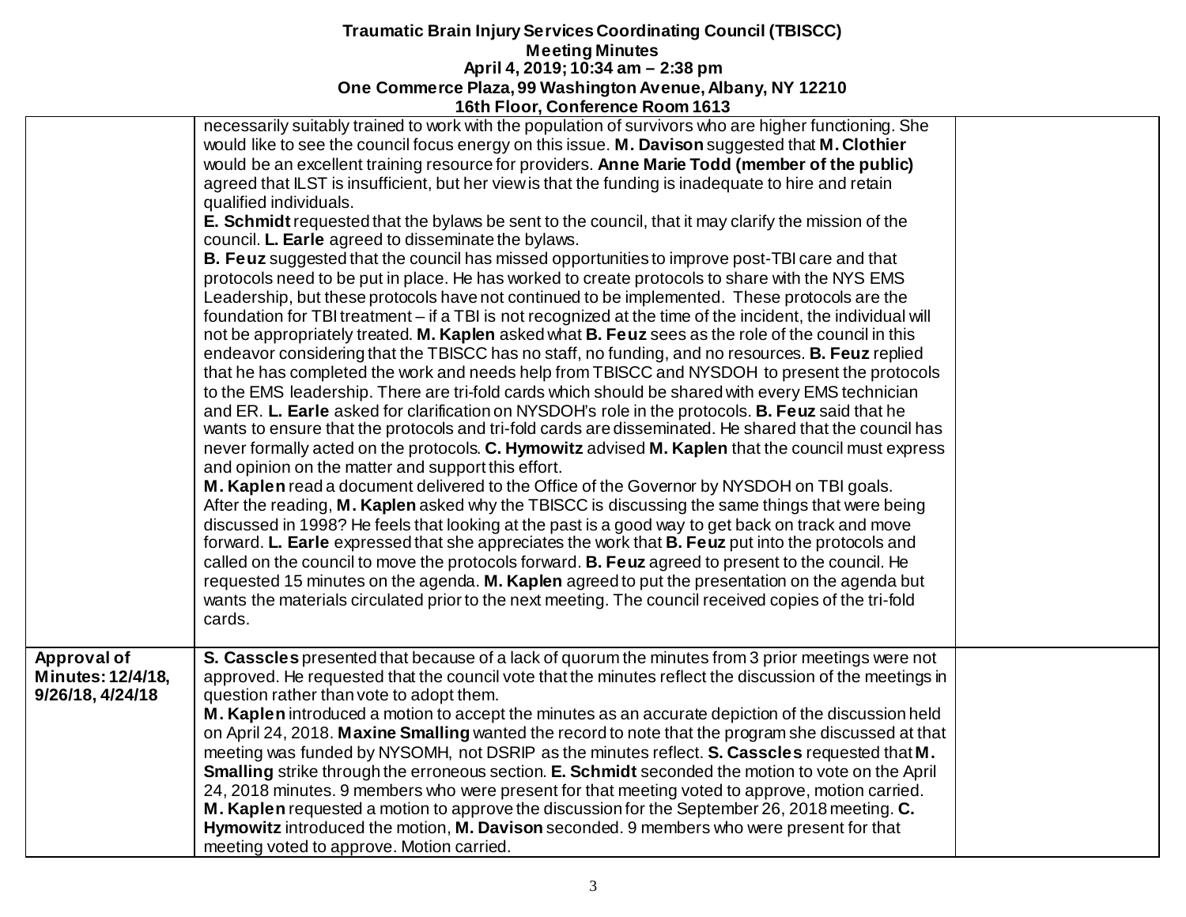| | | |
|---|---|---|
| | necessarily suitably trained to work with the population of survivors who are higher functioning. She would like to see the council focus energy on this issue. **M. Davison** suggested that **M. Clothier** would be an excellent training resource for providers. **Anne Marie Todd (member of the public)** agreed that ILST is insufficient, but her view is that the funding is inadequate to hire and retain qualified individuals.<br>**E. Schmidt** requested that the bylaws be sent to the council, that it may clarify the mission of the council. **L. Earle** agreed to disseminate the bylaws.<br>**B. Feuz** suggested that the council has missed opportunities to improve post-TBI care and that protocols need to be put in place. He has worked to create protocols to share with the NYS EMS Leadership, but these protocols have not continued to be implemented. These protocols are the foundation for TBI treatment – if a TBI is not recognized at the time of the incident, the individual will not be appropriately treated. **M. Kaplen** asked what **B. Feuz** sees as the role of the council in this endeavor considering that the TBISCC has no staff, no funding, and no resources. **B. Feuz** replied that he has completed the work and needs help from TBISCC and NYSDOH to present the protocols to the EMS leadership. There are tri-fold cards which should be shared with every EMS technician and ER. **L. Earle** asked for clarification on NYSDOH's role in the protocols. **B. Feuz** said that he wants to ensure that the protocols and tri-fold cards are disseminated. He shared that the council has never formally acted on the protocols. **C. Hymowitz** advised **M. Kaplen** that the council must express and opinion on the matter and support this effort.<br>**M. Kaplen** read a document delivered to the Office of the Governor by NYSDOH on TBI goals. After the reading, **M. Kaplen** asked why the TBISCC is discussing the same things that were being discussed in 1998? He feels that looking at the past is a good way to get back on track and move forward. **L. Earle** expressed that she appreciates the work that **B. Feuz** put into the protocols and called on the council to move the protocols forward. **B. Feuz** agreed to present to the council. He requested 15 minutes on the agenda. **M. Kaplen** agreed to put the presentation on the agenda but wants the materials circulated prior to the next meeting. The council received copies of the tri-fold cards. | |
| **Approval of Minutes: 12/4/18, 9/26/18, 4/24/18** | **S. Casscles** presented that because of a lack of quorum the minutes from 3 prior meetings were not approved. He requested that the council vote that the minutes reflect the discussion of the meetings in question rather than vote to adopt them.<br>**M. Kaplen** introduced a motion to accept the minutes as an accurate depiction of the discussion held on April 24, 2018. **Maxine Smalling** wanted the record to note that the program she discussed at that meeting was funded by NYSOMH, not DSRIP as the minutes reflect. **S. Casscles** requested that **M. Smalling** strike through the erroneous section. **E. Schmidt** seconded the motion to vote on the April 24, 2018 minutes. 9 members who were present for that meeting voted to approve, motion carried.<br>**M. Kaplen** requested a motion to approve the discussion for the September 26, 2018 meeting. **C. Hymowitz** introduced the motion, **M. Davison** seconded. 9 members who were present for that meeting voted to approve. Motion carried. | |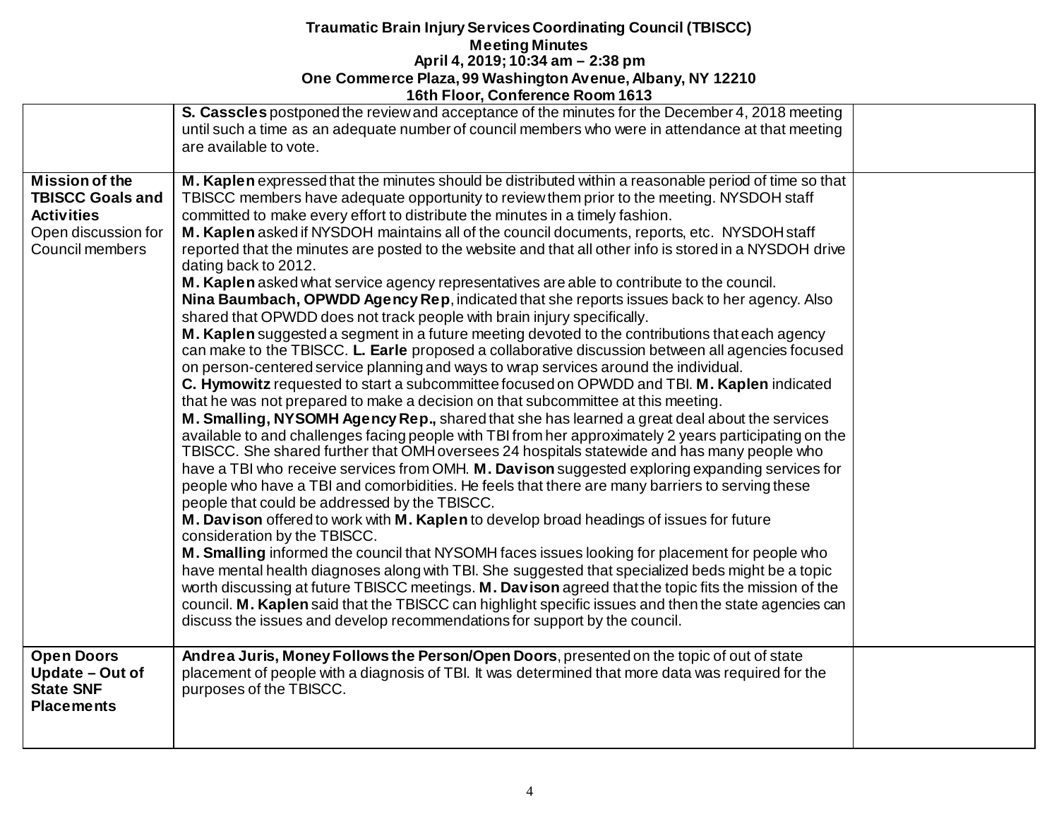**Traumatic Brain Injury Services Coordinating Council (TBISCC)**
**Meeting Minutes**
**April 4, 2019; 10:34 am – 2:38 pm**
**One Commerce Plaza, 99 Washington Avenue, Albany, NY 12210**
**16th Floor, Conference Room 1613**

| | | |
|---|---|---|
| | **S. Casscles** postponed the review and acceptance of the minutes for the December 4, 2018 meeting until such a time as an adequate number of council members who were in attendance at that meeting are available to vote. | |
| **Mission of the TBISCC Goals and Activities** Open discussion for Council members | **M. Kaplen** expressed that the minutes should be distributed within a reasonable period of time so that TBISCC members have adequate opportunity to review them prior to the meeting. NYSDOH staff committed to make every effort to distribute the minutes in a timely fashion. **M. Kaplen** asked if NYSDOH maintains all of the council documents, reports, etc. NYSDOH staff reported that the minutes are posted to the website and that all other info is stored in a NYSDOH drive dating back to 2012. **M. Kaplen** asked what service agency representatives are able to contribute to the council. **Nina Baumbach, OPWDD Agency Rep**, indicated that she reports issues back to her agency. Also shared that OPWDD does not track people with brain injury specifically. **M. Kaplen** suggested a segment in a future meeting devoted to the contributions that each agency can make to the TBISCC. **L. Earle** proposed a collaborative discussion between all agencies focused on person-centered service planning and ways to wrap services around the individual. **C. Hymowitz** requested to start a subcommittee focused on OPWDD and TBI. **M. Kaplen** indicated that he was not prepared to make a decision on that subcommittee at this meeting. **M. Smalling, NYSOMH Agency Rep.,** shared that she has learned a great deal about the services available to and challenges facing people with TBI from her approximately 2 years participating on the TBISCC. She shared further that OMH oversees 24 hospitals statewide and has many people who have a TBI who receive services from OMH. **M. Davison** suggested exploring expanding services for people who have a TBI and comorbidities. He feels that there are many barriers to serving these people that could be addressed by the TBISCC. **M. Davison** offered to work with **M. Kaplen** to develop broad headings of issues for future consideration by the TBISCC. **M. Smalling** informed the council that NYSOMH faces issues looking for placement for people who have mental health diagnoses along with TBI. She suggested that specialized beds might be a topic worth discussing at future TBISCC meetings. **M. Davison** agreed that the topic fits the mission of the council. **M. Kaplen** said that the TBISCC can highlight specific issues and then the state agencies can discuss the issues and develop recommendations for support by the council. | |
| **Open Doors Update – Out of State SNF Placements** | **Andrea Juris, Money Follows the Person/Open Doors**, presented on the topic of out of state placement of people with a diagnosis of TBI. It was determined that more data was required for the purposes of the TBISCC. | |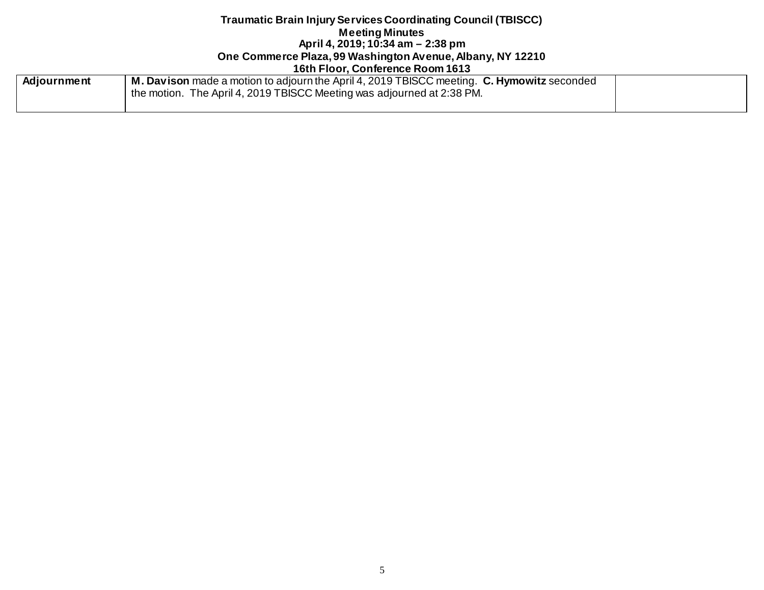**Traumatic Brain Injury Services Coordinating Council (TBISCC)**
**Meeting Minutes**
**April 4, 2019; 10:34 am – 2:38 pm**
**One Commerce Plaza, 99 Washington Avenue, Albany, NY 12210**
**16th Floor, Conference Room 1613**

| | | |
|---|---|---|
| **Adjournment** | **M. Davison** made a motion to adjourn the April 4, 2019 TBISCC meeting. **C. Hymowitz** seconded the motion. The April 4, 2019 TBISCC Meeting was adjourned at 2:38 PM. | |